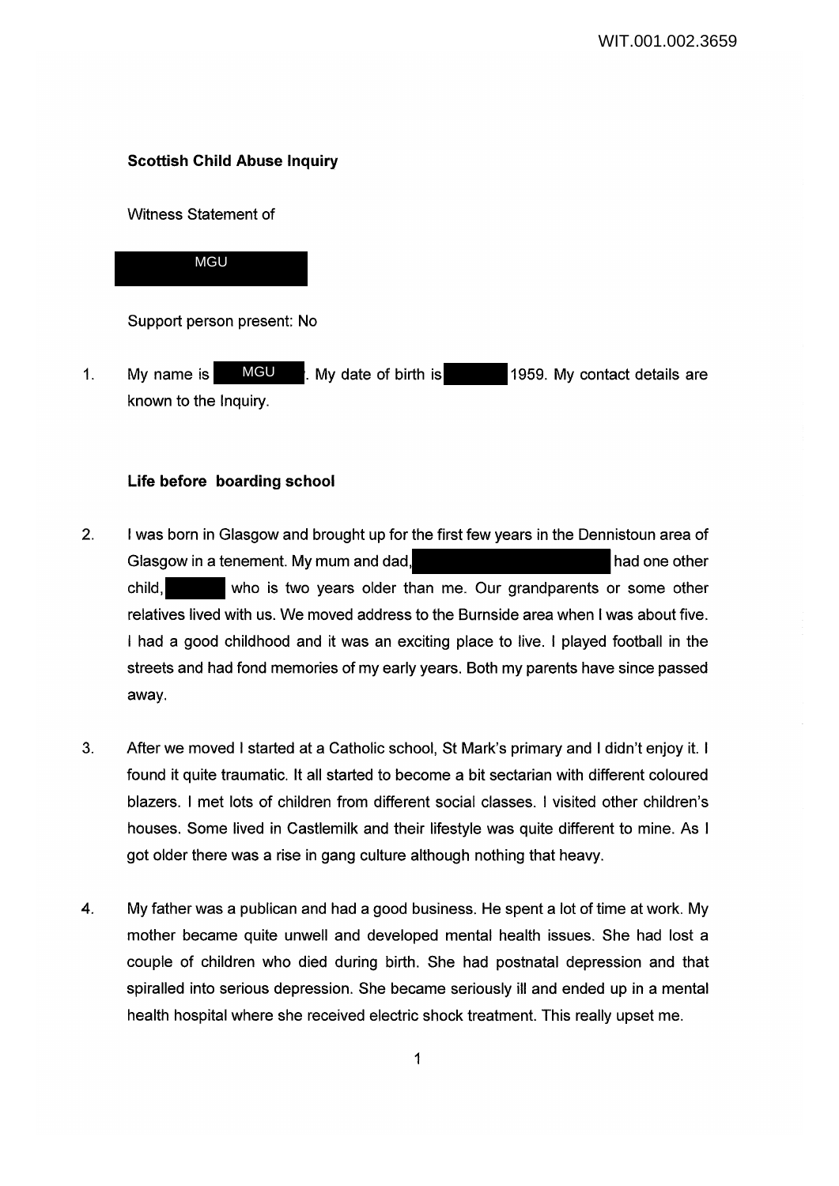**Scottish Child Abuse Inquiry**

Witness Statement of

MGU

Support person present: No

1. My name is MGU. My date of birth is 1959. My contact details are known to the Inquiry.

**Life before boarding school**

2. I was born in Glasgow and brought up for the first few years in the Dennistoun area of Glasgow in a tenement. My mum and dad, had one other child, who is two years older than me. Our grandparents or some other relatives lived with us. We moved address to the Burnside area when I was about five. I had a good childhood and it was an exciting place to live. I played football in the streets and had fond memories of my early years. Both my parents have since passed away.

3. After we moved I started at a Catholic school, St Mark's primary and I didn't enjoy it. I found it quite traumatic. It all started to become a bit sectarian with different coloured blazers. I met lots of children from different social classes. I visited other children's houses. Some lived in Castlemilk and their lifestyle was quite different to mine. As I got older there was a rise in gang culture although nothing that heavy.

4. My father was a publican and had a good business. He spent a lot of time at work. My mother became quite unwell and developed mental health issues. She had lost a couple of children who died during birth. She had postnatal depression and that spiralled into serious depression. She became seriously ill and ended up in a mental health hospital where she received electric shock treatment. This really upset me.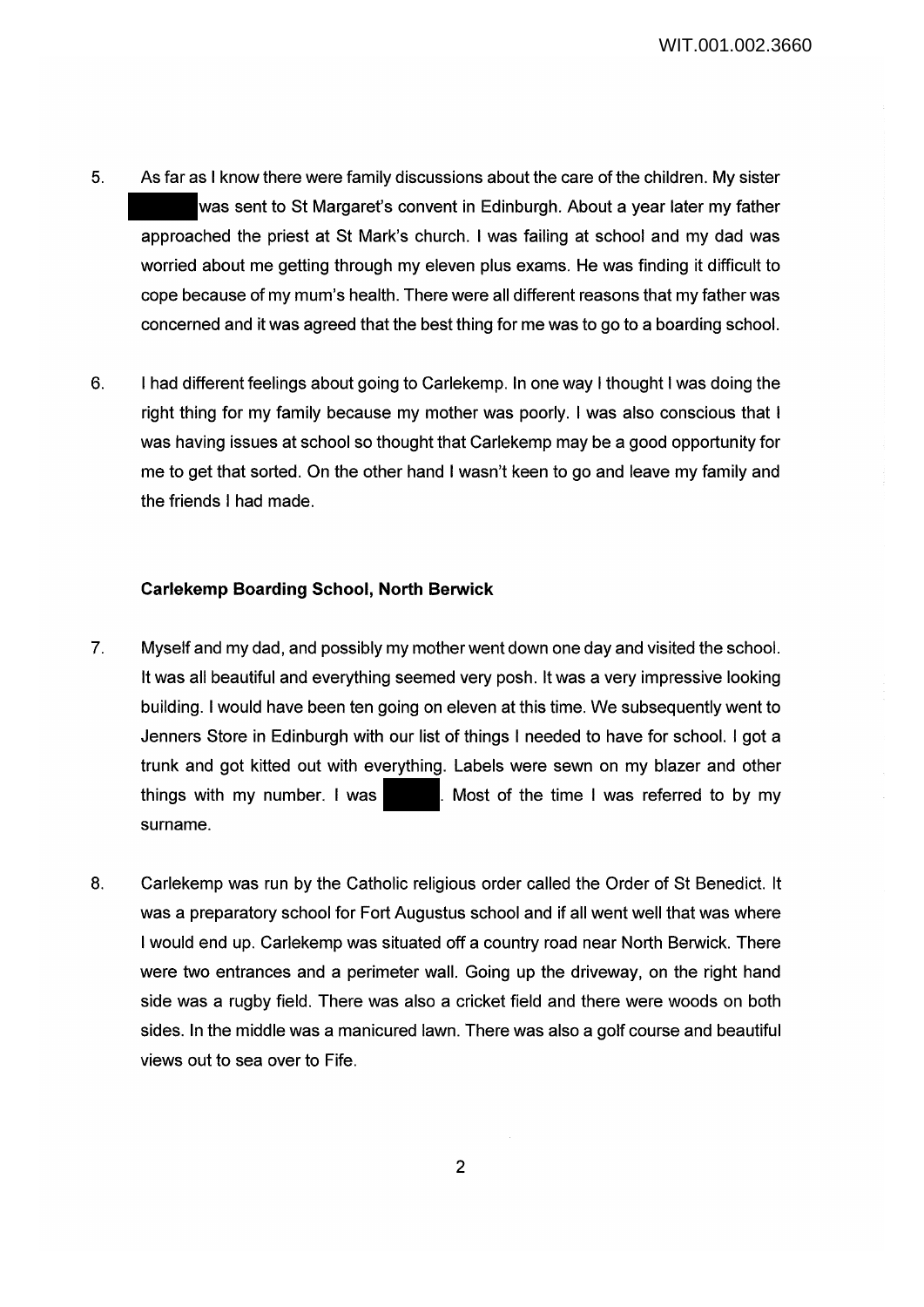5. As far as I know there were family discussions about the care of the children. My sister ██████ was sent to St Margaret's convent in Edinburgh. About a year later my father approached the priest at St Mark's church. I was failing at school and my dad was worried about me getting through my eleven plus exams. He was finding it difficult to cope because of my mum's health. There were all different reasons that my father was concerned and it was agreed that the best thing for me was to go to a boarding school.

6. I had different feelings about going to Carlekemp. In one way I thought I was doing the right thing for my family because my mother was poorly. I was also conscious that I was having issues at school so thought that Carlekemp may be a good opportunity for me to get that sorted. On the other hand I wasn't keen to go and leave my family and the friends I had made.

**Carlekemp Boarding School, North Berwick**

7. Myself and my dad, and possibly my mother went down one day and visited the school. It was all beautiful and everything seemed very posh. It was a very impressive looking building. I would have been ten going on eleven at this time. We subsequently went to Jenners Store in Edinburgh with our list of things I needed to have for school. I got a trunk and got kitted out with everything. Labels were sewn on my blazer and other things with my number. I was ██████. Most of the time I was referred to by my surname.

8. Carlekemp was run by the Catholic religious order called the Order of St Benedict. It was a preparatory school for Fort Augustus school and if all went well that was where I would end up. Carlekemp was situated off a country road near North Berwick. There were two entrances and a perimeter wall. Going up the driveway, on the right hand side was a rugby field. There was also a cricket field and there were woods on both sides. In the middle was a manicured lawn. There was also a golf course and beautiful views out to sea over to Fife.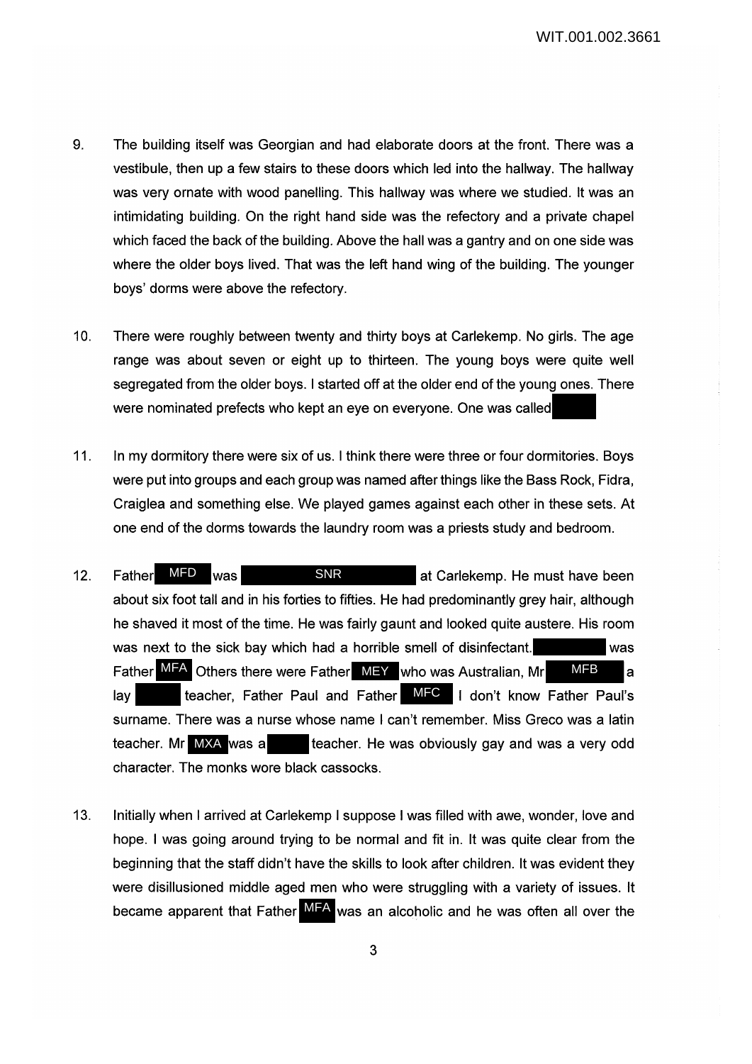9. The building itself was Georgian and had elaborate doors at the front. There was a vestibule, then up a few stairs to these doors which led into the hallway. The hallway was very ornate with wood panelling. This hallway was where we studied. It was an intimidating building. On the right hand side was the refectory and a private chapel which faced the back of the building. Above the hall was a gantry and on one side was where the older boys lived. That was the left hand wing of the building. The younger boys' dorms were above the refectory.

10. There were roughly between twenty and thirty boys at Carlekemp. No girls. The age range was about seven or eight up to thirteen. The young boys were quite well segregated from the older boys. I started off at the older end of the young ones. There were nominated prefects who kept an eye on everyone. One was called

11. In my dormitory there were six of us. I think there were three or four dormitories. Boys were put into groups and each group was named after things like the Bass Rock, Fidra, Craiglea and something else. We played games against each other in these sets. At one end of the dorms towards the laundry room was a priests study and bedroom.

12. Father MFD was SNR at Carlekemp. He must have been about six foot tall and in his forties to fifties. He had predominantly grey hair, although he shaved it most of the time. He was fairly gaunt and looked quite austere. His room was next to the sick bay which had a horrible smell of disinfectant. was Father MFA Others there were Father MEY who was Australian, Mr MFB a lay teacher, Father Paul and Father MFC I don't know Father Paul's surname. There was a nurse whose name I can't remember. Miss Greco was a latin teacher. Mr MXA was a teacher. He was obviously gay and was a very odd character. The monks wore black cassocks.

13. Initially when I arrived at Carlekemp I suppose I was filled with awe, wonder, love and hope. I was going around trying to be normal and fit in. It was quite clear from the beginning that the staff didn't have the skills to look after children. It was evident they were disillusioned middle aged men who were struggling with a variety of issues. It became apparent that Father MFA was an alcoholic and he was often all over the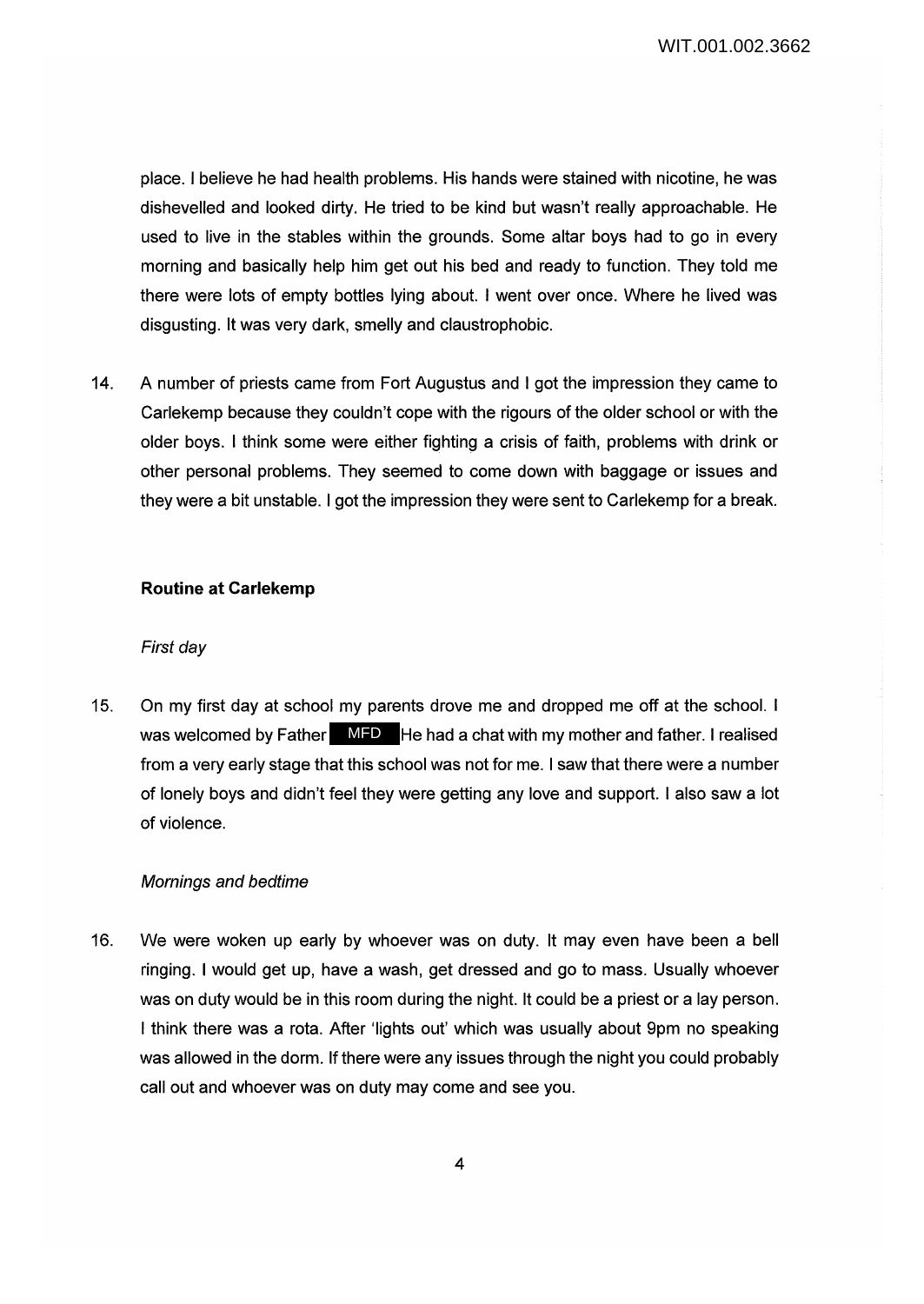place. I believe he had health problems. His hands were stained with nicotine, he was dishevelled and looked dirty. He tried to be kind but wasn't really approachable. He used to live in the stables within the grounds. Some altar boys had to go in every morning and basically help him get out his bed and ready to function. They told me there were lots of empty bottles lying about. I went over once. Where he lived was disgusting. It was very dark, smelly and claustrophobic.

14. A number of priests came from Fort Augustus and I got the impression they came to Carlekemp because they couldn't cope with the rigours of the older school or with the older boys. I think some were either fighting a crisis of faith, problems with drink or other personal problems. They seemed to come down with baggage or issues and they were a bit unstable. I got the impression they were sent to Carlekemp for a break.

**Routine at Carlekemp**

*First day*

15. On my first day at school my parents drove me and dropped me off at the school. I was welcomed by Father MFD He had a chat with my mother and father. I realised from a very early stage that this school was not for me. I saw that there were a number of lonely boys and didn't feel they were getting any love and support. I also saw a lot of violence.

*Mornings and bedtime*

16. We were woken up early by whoever was on duty. It may even have been a bell ringing. I would get up, have a wash, get dressed and go to mass. Usually whoever was on duty would be in this room during the night. It could be a priest or a lay person. I think there was a rota. After 'lights out' which was usually about 9pm no speaking was allowed in the dorm. If there were any issues through the night you could probably call out and whoever was on duty may come and see you.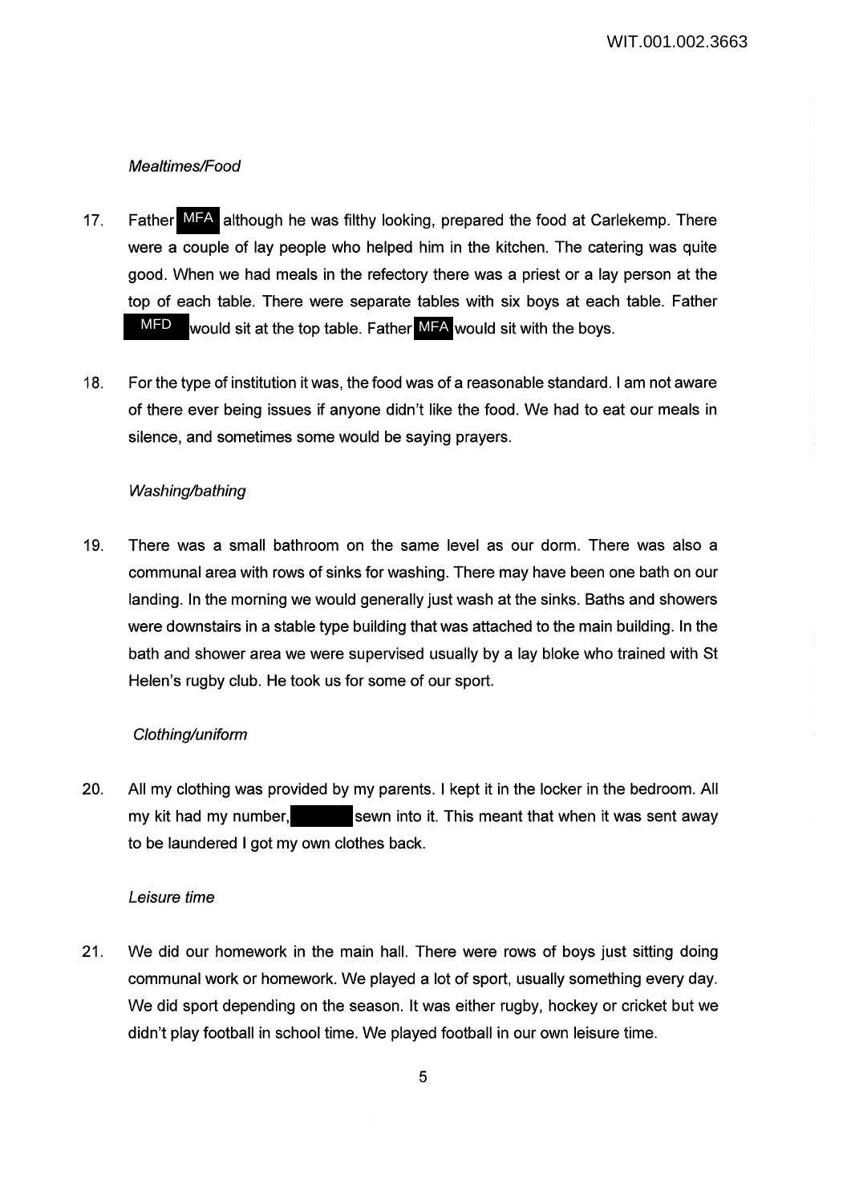*Mealtimes/Food*

17. Father MFA although he was filthy looking, prepared the food at Carlekemp. There were a couple of lay people who helped him in the kitchen. The catering was quite good. When we had meals in the refectory there was a priest or a lay person at the top of each table. There were separate tables with six boys at each table. Father MFD would sit at the top table. Father MFA would sit with the boys.

18. For the type of institution it was, the food was of a reasonable standard. I am not aware of there ever being issues if anyone didn't like the food. We had to eat our meals in silence, and sometimes some would be saying prayers.

*Washing/bathing*

19. There was a small bathroom on the same level as our dorm. There was also a communal area with rows of sinks for washing. There may have been one bath on our landing. In the morning we would generally just wash at the sinks. Baths and showers were downstairs in a stable type building that was attached to the main building. In the bath and shower area we were supervised usually by a lay bloke who trained with St Helen's rugby club. He took us for some of our sport.

*Clothing/uniform*

20. All my clothing was provided by my parents. I kept it in the locker in the bedroom. All my kit had my number, [REDACTED] sewn into it. This meant that when it was sent away to be laundered I got my own clothes back.

*Leisure time*

21. We did our homework in the main hall. There were rows of boys just sitting doing communal work or homework. We played a lot of sport, usually something every day. We did sport depending on the season. It was either rugby, hockey or cricket but we didn't play football in school time. We played football in our own leisure time.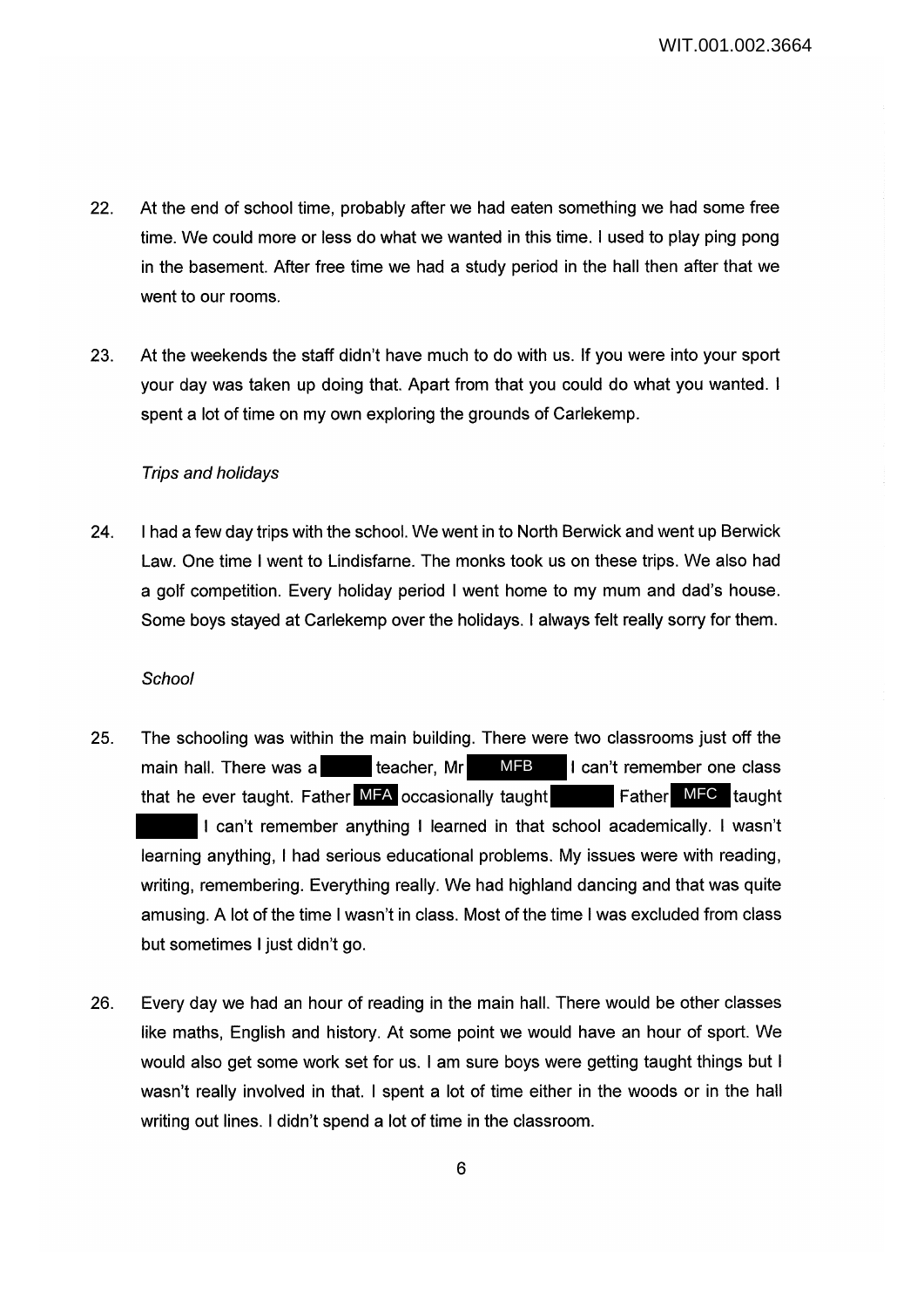22. At the end of school time, probably after we had eaten something we had some free time. We could more or less do what we wanted in this time. I used to play ping pong in the basement. After free time we had a study period in the hall then after that we went to our rooms.

23. At the weekends the staff didn't have much to do with us. If you were into your sport your day was taken up doing that. Apart from that you could do what you wanted. I spent a lot of time on my own exploring the grounds of Carlekemp.

*Trips and holidays*

24. I had a few day trips with the school. We went in to North Berwick and went up Berwick Law. One time I went to Lindisfarne. The monks took us on these trips. We also had a golf competition. Every holiday period I went home to my mum and dad's house. Some boys stayed at Carlekemp over the holidays. I always felt really sorry for them.

*School*

25. The schooling was within the main building. There were two classrooms just off the main hall. There was a ████ teacher, Mr MFB I can't remember one class that he ever taught. Father MFA occasionally taught ████ Father MFC taught ████ I can't remember anything I learned in that school academically. I wasn't learning anything, I had serious educational problems. My issues were with reading, writing, remembering. Everything really. We had highland dancing and that was quite amusing. A lot of the time I wasn't in class. Most of the time I was excluded from class but sometimes I just didn't go.

26. Every day we had an hour of reading in the main hall. There would be other classes like maths, English and history. At some point we would have an hour of sport. We would also get some work set for us. I am sure boys were getting taught things but I wasn't really involved in that. I spent a lot of time either in the woods or in the hall writing out lines. I didn't spend a lot of time in the classroom.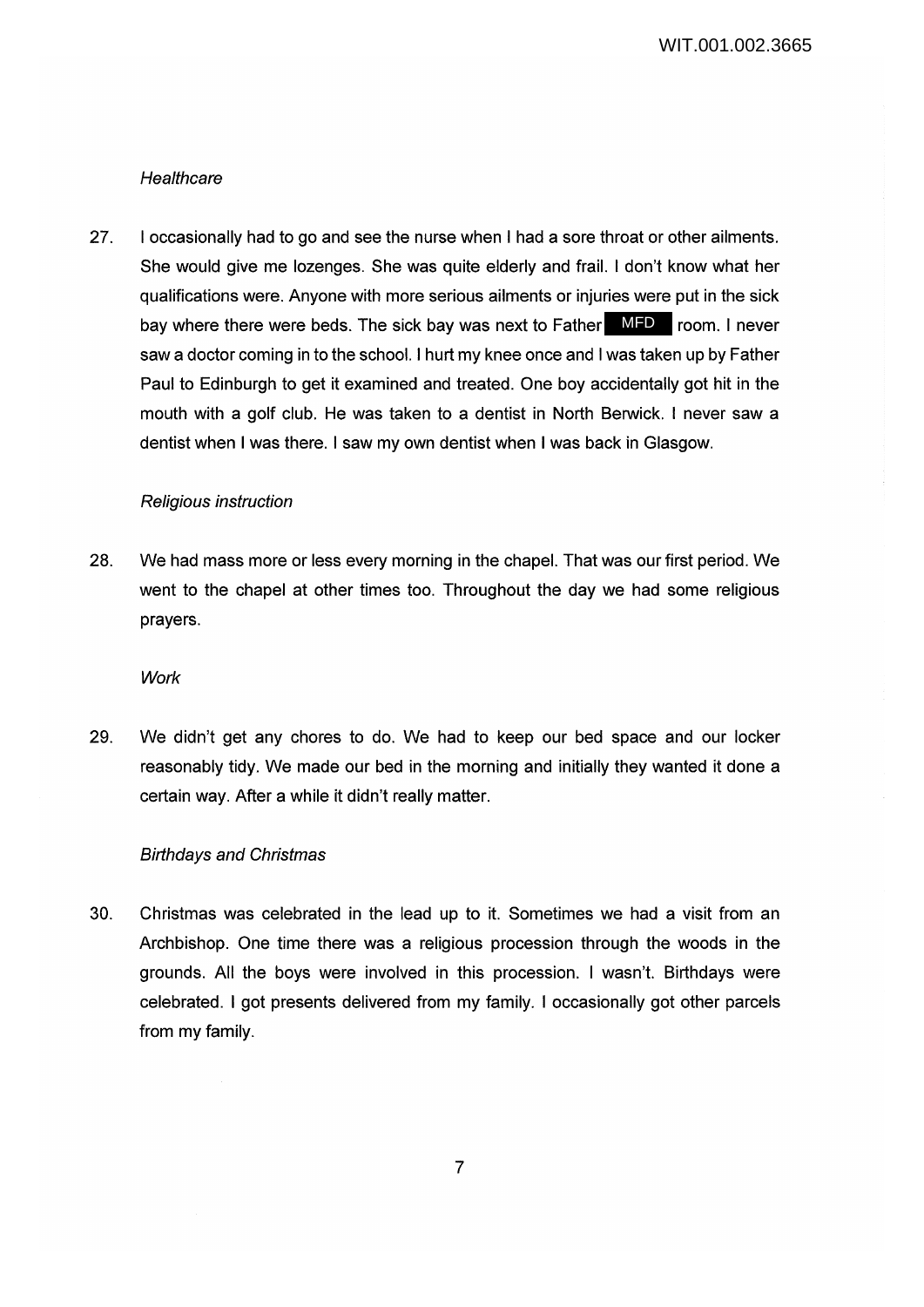*Healthcare*

27. I occasionally had to go and see the nurse when I had a sore throat or other ailments. She would give me lozenges. She was quite elderly and frail. I don't know what her qualifications were. Anyone with more serious ailments or injuries were put in the sick bay where there were beds. The sick bay was next to Father MFD room. I never saw a doctor coming in to the school. I hurt my knee once and I was taken up by Father Paul to Edinburgh to get it examined and treated. One boy accidentally got hit in the mouth with a golf club. He was taken to a dentist in North Berwick. I never saw a dentist when I was there. I saw my own dentist when I was back in Glasgow.

*Religious instruction*

28. We had mass more or less every morning in the chapel. That was our first period. We went to the chapel at other times too. Throughout the day we had some religious prayers.

*Work*

29. We didn't get any chores to do. We had to keep our bed space and our locker reasonably tidy. We made our bed in the morning and initially they wanted it done a certain way. After a while it didn't really matter.

*Birthdays and Christmas*

30. Christmas was celebrated in the lead up to it. Sometimes we had a visit from an Archbishop. One time there was a religious procession through the woods in the grounds. All the boys were involved in this procession. I wasn't. Birthdays were celebrated. I got presents delivered from my family. I occasionally got other parcels from my family.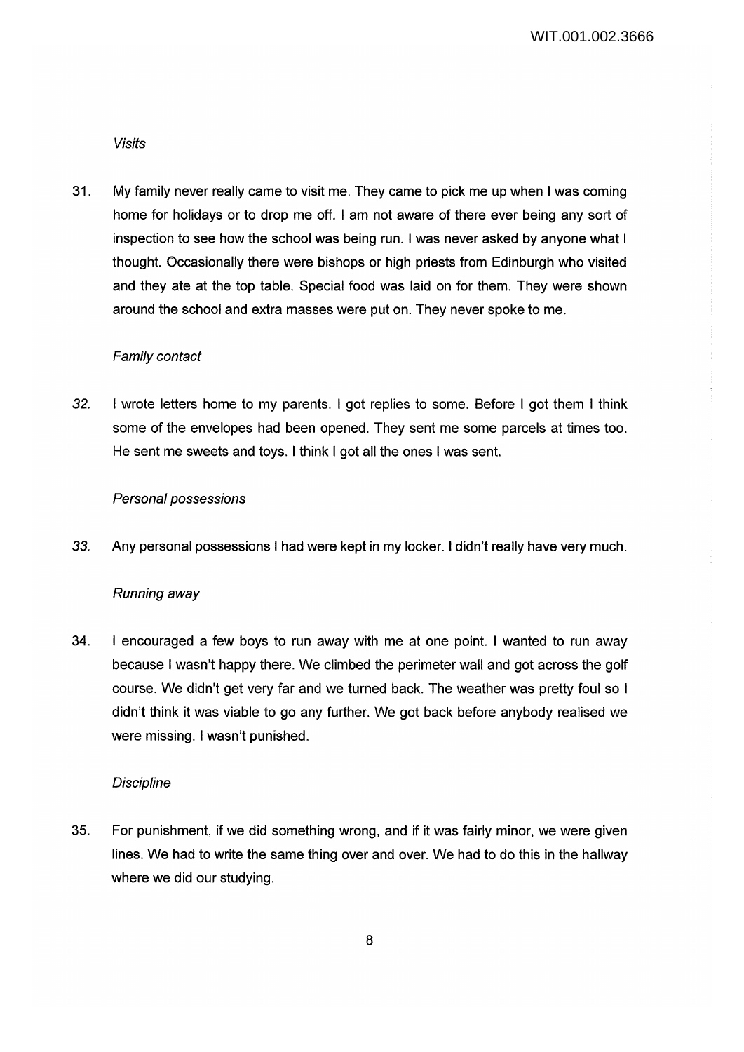*Visits*

31. My family never really came to visit me. They came to pick me up when I was coming home for holidays or to drop me off. I am not aware of there ever being any sort of inspection to see how the school was being run. I was never asked by anyone what I thought. Occasionally there were bishops or high priests from Edinburgh who visited and they ate at the top table. Special food was laid on for them. They were shown around the school and extra masses were put on. They never spoke to me.

*Family contact*

32. I wrote letters home to my parents. I got replies to some. Before I got them I think some of the envelopes had been opened. They sent me some parcels at times too. He sent me sweets and toys. I think I got all the ones I was sent.

*Personal possessions*

33. Any personal possessions I had were kept in my locker. I didn't really have very much.

*Running away*

34. I encouraged a few boys to run away with me at one point. I wanted to run away because I wasn't happy there. We climbed the perimeter wall and got across the golf course. We didn't get very far and we turned back. The weather was pretty foul so I didn't think it was viable to go any further. We got back before anybody realised we were missing. I wasn't punished.

*Discipline*

35. For punishment, if we did something wrong, and if it was fairly minor, we were given lines. We had to write the same thing over and over. We had to do this in the hallway where we did our studying.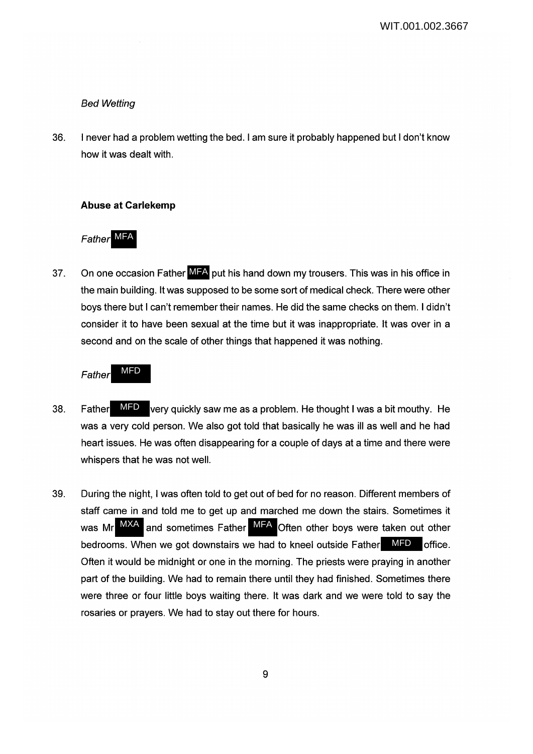*Bed Wetting*

36. I never had a problem wetting the bed. I am sure it probably happened but I don't know how it was dealt with.

**Abuse at Carlekemp**

*Father MFA*

37. On one occasion Father MFA put his hand down my trousers. This was in his office in the main building. It was supposed to be some sort of medical check. There were other boys there but I can't remember their names. He did the same checks on them. I didn't consider it to have been sexual at the time but it was inappropriate. It was over in a second and on the scale of other things that happened it was nothing.

*Father MFD*

38. Father MFD very quickly saw me as a problem. He thought I was a bit mouthy. He was a very cold person. We also got told that basically he was ill as well and he had heart issues. He was often disappearing for a couple of days at a time and there were whispers that he was not well.

39. During the night, I was often told to get out of bed for no reason. Different members of staff came in and told me to get up and marched me down the stairs. Sometimes it was Mr MXA and sometimes Father MFA Often other boys were taken out other bedrooms. When we got downstairs we had to kneel outside Father MFD office. Often it would be midnight or one in the morning. The priests were praying in another part of the building. We had to remain there until they had finished. Sometimes there were three or four little boys waiting there. It was dark and we were told to say the rosaries or prayers. We had to stay out there for hours.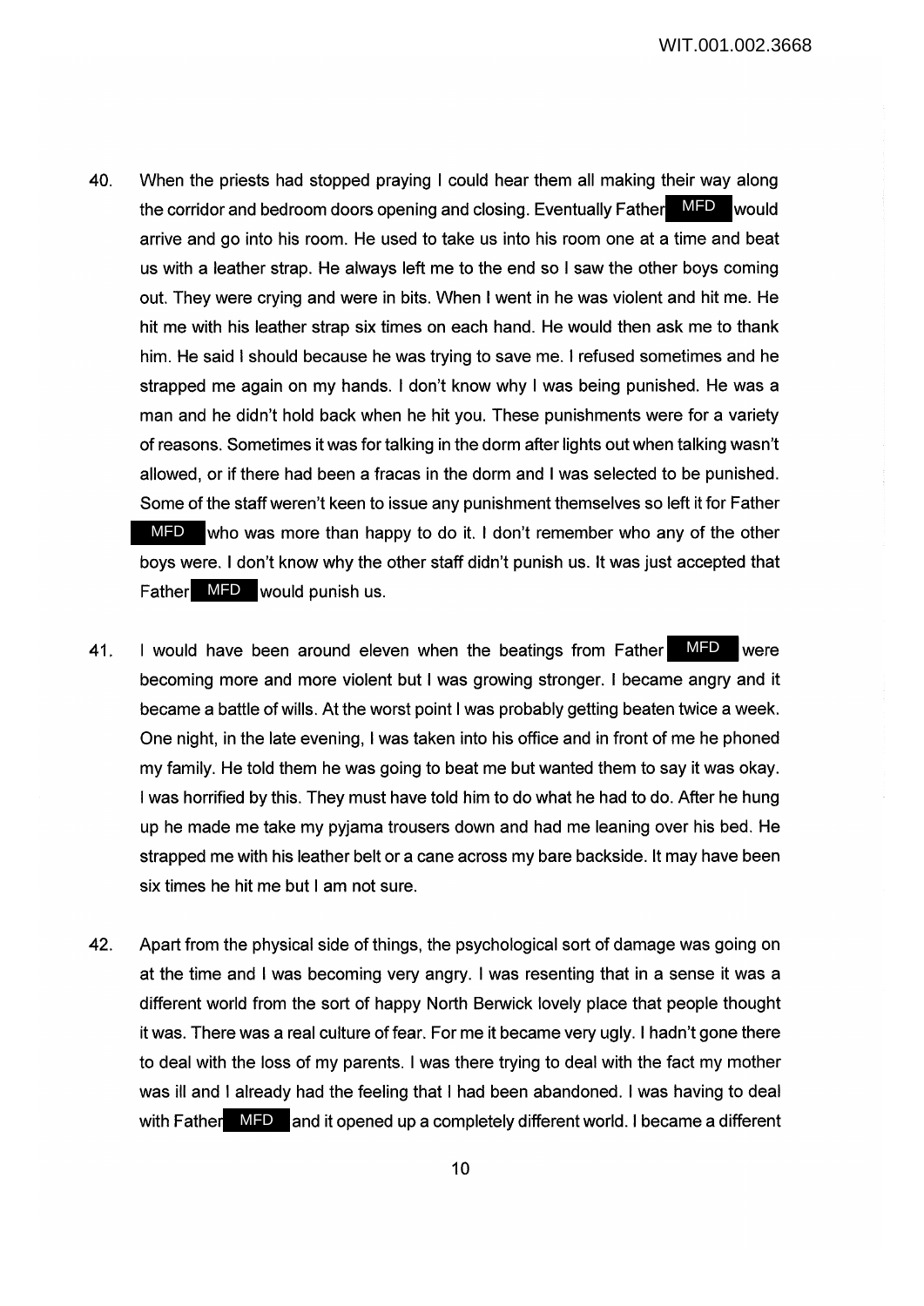40. When the priests had stopped praying I could hear them all making their way along the corridor and bedroom doors opening and closing. Eventually Father MFD would arrive and go into his room. He used to take us into his room one at a time and beat us with a leather strap. He always left me to the end so I saw the other boys coming out. They were crying and were in bits. When I went in he was violent and hit me. He hit me with his leather strap six times on each hand. He would then ask me to thank him. He said I should because he was trying to save me. I refused sometimes and he strapped me again on my hands. I don't know why I was being punished. He was a man and he didn't hold back when he hit you. These punishments were for a variety of reasons. Sometimes it was for talking in the dorm after lights out when talking wasn't allowed, or if there had been a fracas in the dorm and I was selected to be punished. Some of the staff weren't keen to issue any punishment themselves so left it for Father MFD who was more than happy to do it. I don't remember who any of the other boys were. I don't know why the other staff didn't punish us. It was just accepted that Father MFD would punish us.

41. I would have been around eleven when the beatings from Father MFD were becoming more and more violent but I was growing stronger. I became angry and it became a battle of wills. At the worst point I was probably getting beaten twice a week. One night, in the late evening, I was taken into his office and in front of me he phoned my family. He told them he was going to beat me but wanted them to say it was okay. I was horrified by this. They must have told him to do what he had to do. After he hung up he made me take my pyjama trousers down and had me leaning over his bed. He strapped me with his leather belt or a cane across my bare backside. It may have been six times he hit me but I am not sure.

42. Apart from the physical side of things, the psychological sort of damage was going on at the time and I was becoming very angry. I was resenting that in a sense it was a different world from the sort of happy North Berwick lovely place that people thought it was. There was a real culture of fear. For me it became very ugly. I hadn't gone there to deal with the loss of my parents. I was there trying to deal with the fact my mother was ill and I already had the feeling that I had been abandoned. I was having to deal with Father MFD and it opened up a completely different world. I became a different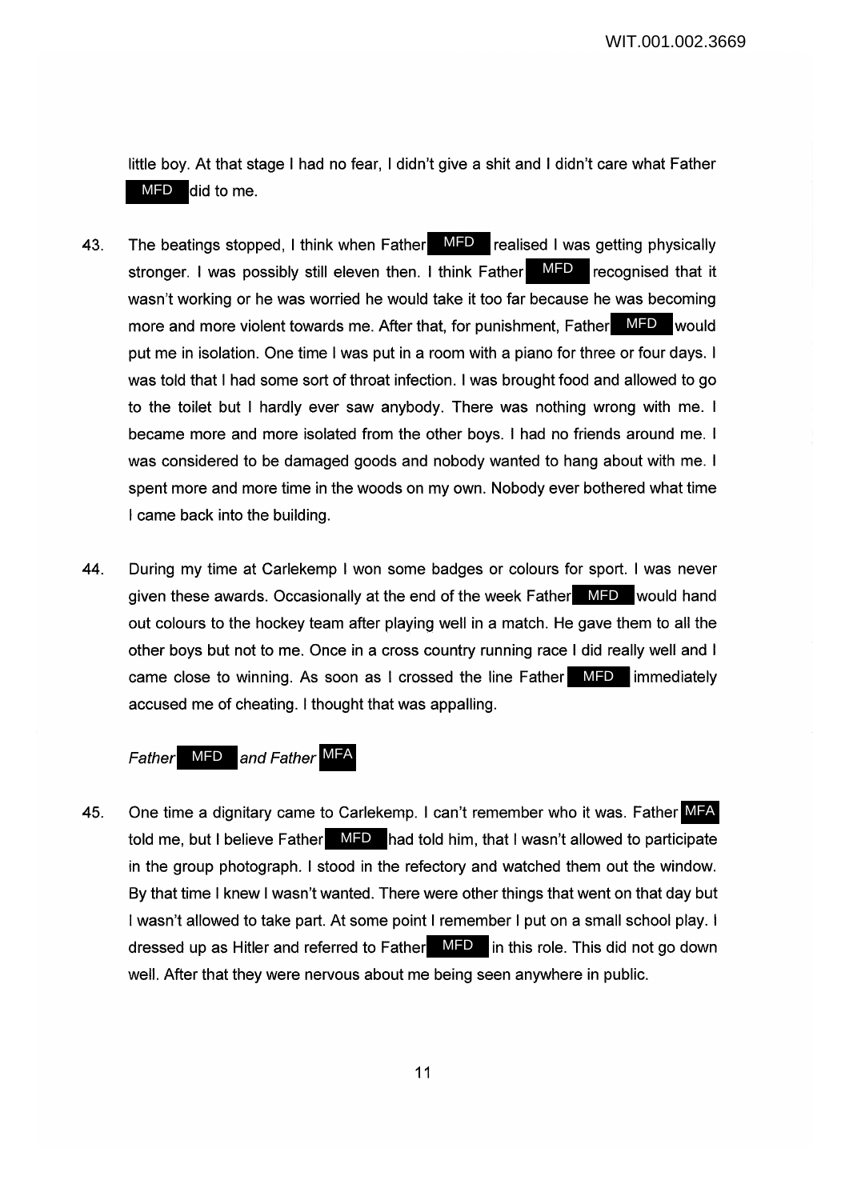little boy. At that stage I had no fear, I didn't give a shit and I didn't care what Father MFD did to me.

43. The beatings stopped, I think when Father MFD realised I was getting physically stronger. I was possibly still eleven then. I think Father MFD recognised that it wasn't working or he was worried he would take it too far because he was becoming more and more violent towards me. After that, for punishment, Father MFD would put me in isolation. One time I was put in a room with a piano for three or four days. I was told that I had some sort of throat infection. I was brought food and allowed to go to the toilet but I hardly ever saw anybody. There was nothing wrong with me. I became more and more isolated from the other boys. I had no friends around me. I was considered to be damaged goods and nobody wanted to hang about with me. I spent more and more time in the woods on my own. Nobody ever bothered what time I came back into the building.

44. During my time at Carlekemp I won some badges or colours for sport. I was never given these awards. Occasionally at the end of the week Father MFD would hand out colours to the hockey team after playing well in a match. He gave them to all the other boys but not to me. Once in a cross country running race I did really well and I came close to winning. As soon as I crossed the line Father MFD immediately accused me of cheating. I thought that was appalling.

*Father MFD and Father MFA*

45. One time a dignitary came to Carlekemp. I can't remember who it was. Father MFA told me, but I believe Father MFD had told him, that I wasn't allowed to participate in the group photograph. I stood in the refectory and watched them out the window. By that time I knew I wasn't wanted. There were other things that went on that day but I wasn't allowed to take part. At some point I remember I put on a small school play. I dressed up as Hitler and referred to Father MFD in this role. This did not go down well. After that they were nervous about me being seen anywhere in public.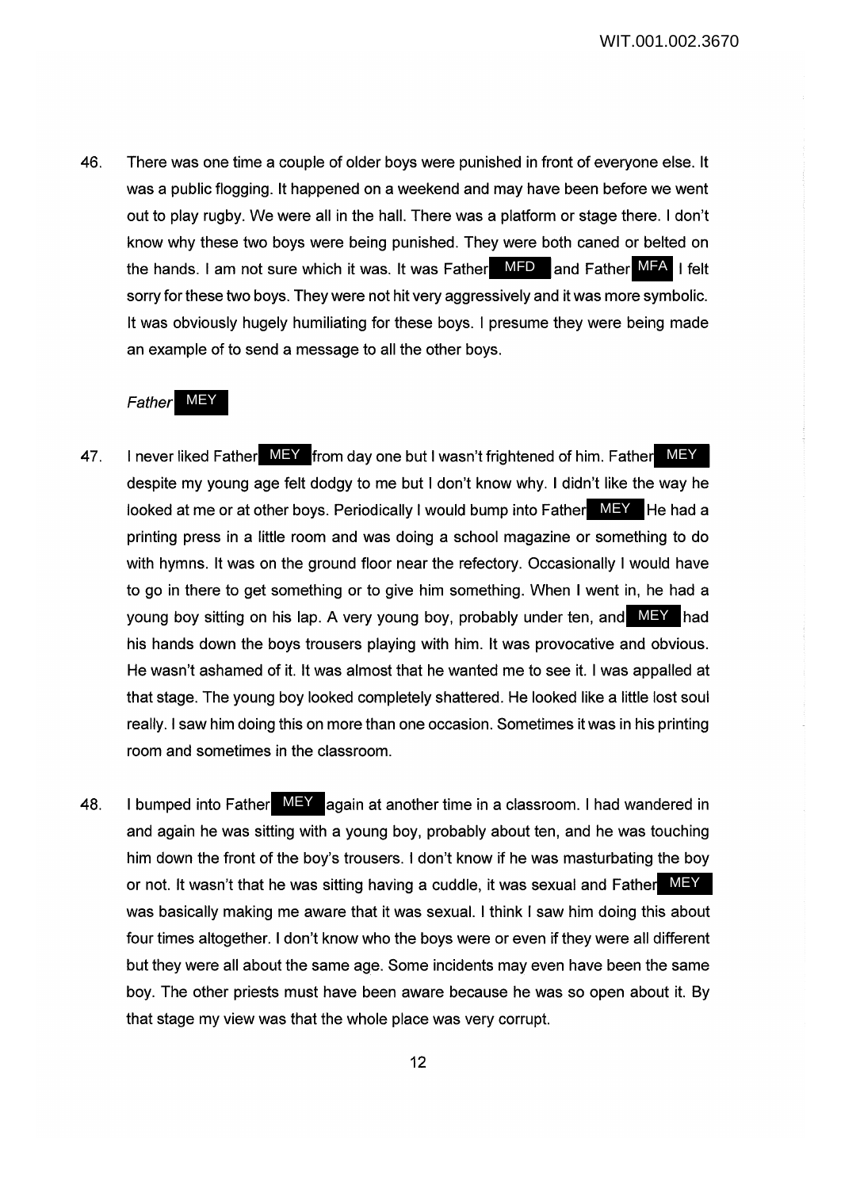46. There was one time a couple of older boys were punished in front of everyone else. It was a public flogging. It happened on a weekend and may have been before we went out to play rugby. We were all in the hall. There was a platform or stage there. I don't know why these two boys were being punished. They were both caned or belted on the hands. I am not sure which it was. It was Father MFD and Father MFA I felt sorry for these two boys. They were not hit very aggressively and it was more symbolic. It was obviously hugely humiliating for these boys. I presume they were being made an example of to send a message to all the other boys.

*Father MEY*

47. I never liked Father MEY from day one but I wasn't frightened of him. Father MEY despite my young age felt dodgy to me but I don't know why. I didn't like the way he looked at me or at other boys. Periodically I would bump into Father MEY He had a printing press in a little room and was doing a school magazine or something to do with hymns. It was on the ground floor near the refectory. Occasionally I would have to go in there to get something or to give him something. When I went in, he had a young boy sitting on his lap. A very young boy, probably under ten, and MEY had his hands down the boys trousers playing with him. It was provocative and obvious. He wasn't ashamed of it. It was almost that he wanted me to see it. I was appalled at that stage. The young boy looked completely shattered. He looked like a little lost soul really. I saw him doing this on more than one occasion. Sometimes it was in his printing room and sometimes in the classroom.

48. I bumped into Father MEY again at another time in a classroom. I had wandered in and again he was sitting with a young boy, probably about ten, and he was touching him down the front of the boy's trousers. I don't know if he was masturbating the boy or not. It wasn't that he was sitting having a cuddle, it was sexual and Father MEY was basically making me aware that it was sexual. I think I saw him doing this about four times altogether. I don't know who the boys were or even if they were all different but they were all about the same age. Some incidents may even have been the same boy. The other priests must have been aware because he was so open about it. By that stage my view was that the whole place was very corrupt.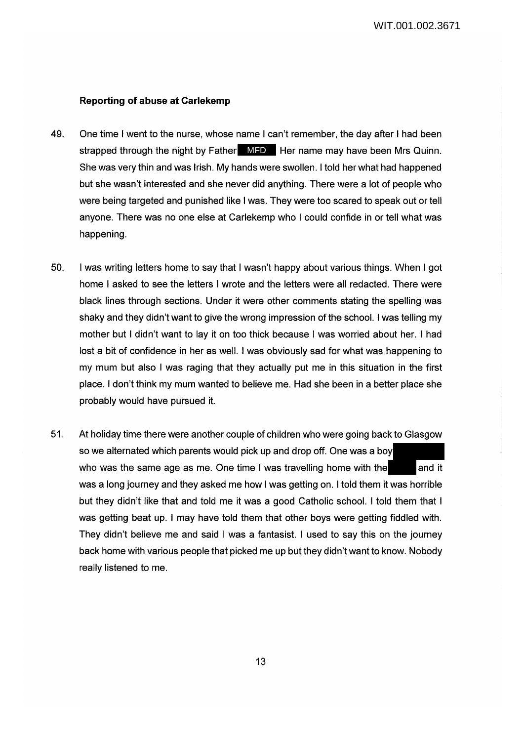### Reporting of abuse at Carlekemp

49. One time I went to the nurse, whose name I can't remember, the day after I had been strapped through the night by Father MFD Her name may have been Mrs Quinn. She was very thin and was Irish. My hands were swollen. I told her what had happened but she wasn't interested and she never did anything. There were a lot of people who were being targeted and punished like I was. They were too scared to speak out or tell anyone. There was no one else at Carlekemp who I could confide in or tell what was happening.

50. I was writing letters home to say that I wasn't happy about various things. When I got home I asked to see the letters I wrote and the letters were all redacted. There were black lines through sections. Under it were other comments stating the spelling was shaky and they didn't want to give the wrong impression of the school. I was telling my mother but I didn't want to lay it on too thick because I was worried about her. I had lost a bit of confidence in her as well. I was obviously sad for what was happening to my mum but also I was raging that they actually put me in this situation in the first place. I don't think my mum wanted to believe me. Had she been in a better place she probably would have pursued it.

51. At holiday time there were another couple of children who were going back to Glasgow so we alternated which parents would pick up and drop off. One was a boy who was the same age as me. One time I was travelling home with the and it was a long journey and they asked me how I was getting on. I told them it was horrible but they didn't like that and told me it was a good Catholic school. I told them that I was getting beat up. I may have told them that other boys were getting fiddled with. They didn't believe me and said I was a fantasist. I used to say this on the journey back home with various people that picked me up but they didn't want to know. Nobody really listened to me.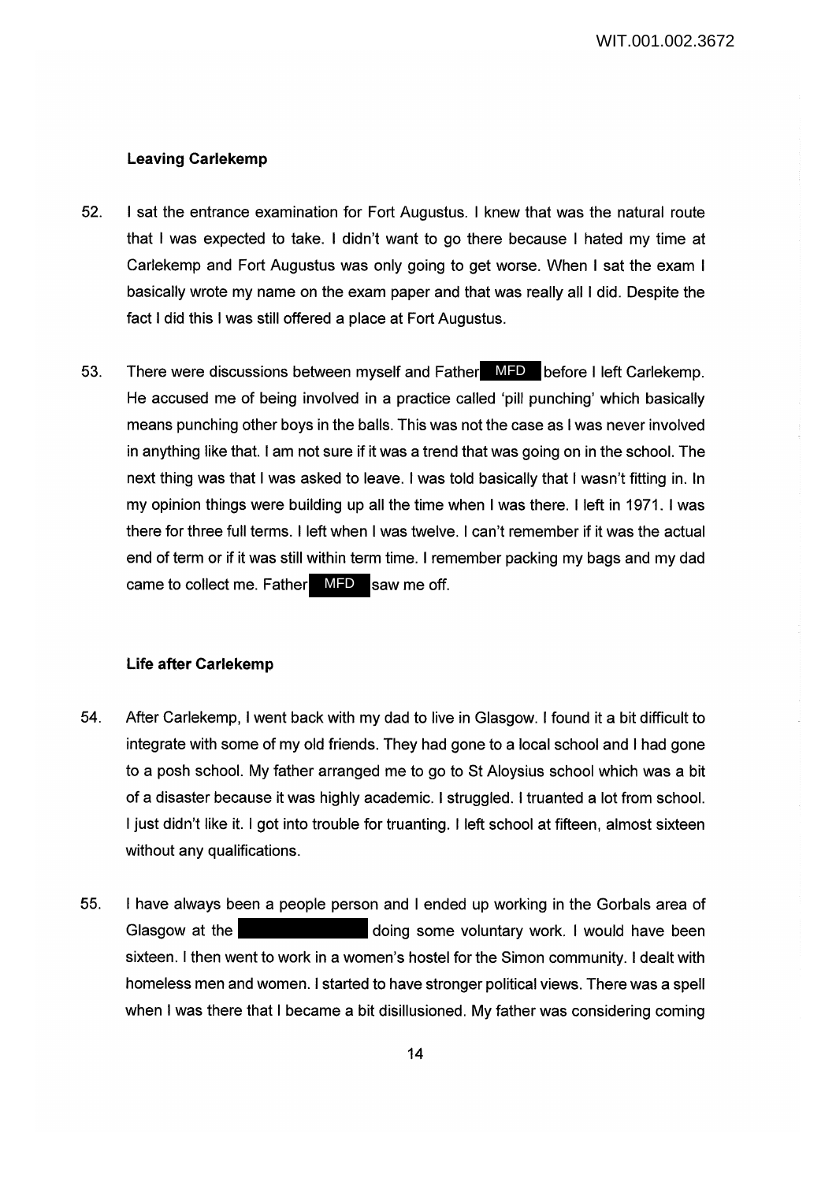### Leaving Carlekemp

52. I sat the entrance examination for Fort Augustus. I knew that was the natural route that I was expected to take. I didn't want to go there because I hated my time at Carlekemp and Fort Augustus was only going to get worse. When I sat the exam I basically wrote my name on the exam paper and that was really all I did. Despite the fact I did this I was still offered a place at Fort Augustus.

53. There were discussions between myself and Father MFD before I left Carlekemp. He accused me of being involved in a practice called 'pill punching' which basically means punching other boys in the balls. This was not the case as I was never involved in anything like that. I am not sure if it was a trend that was going on in the school. The next thing was that I was asked to leave. I was told basically that I wasn't fitting in. In my opinion things were building up all the time when I was there. I left in 1971. I was there for three full terms. I left when I was twelve. I can't remember if it was the actual end of term or if it was still within term time. I remember packing my bags and my dad came to collect me. Father MFD saw me off.

### Life after Carlekemp

54. After Carlekemp, I went back with my dad to live in Glasgow. I found it a bit difficult to integrate with some of my old friends. They had gone to a local school and I had gone to a posh school. My father arranged me to go to St Aloysius school which was a bit of a disaster because it was highly academic. I struggled. I truanted a lot from school. I just didn't like it. I got into trouble for truanting. I left school at fifteen, almost sixteen without any qualifications.

55. I have always been a people person and I ended up working in the Gorbals area of Glasgow at the [REDACTED] doing some voluntary work. I would have been sixteen. I then went to work in a women's hostel for the Simon community. I dealt with homeless men and women. I started to have stronger political views. There was a spell when I was there that I became a bit disillusioned. My father was considering coming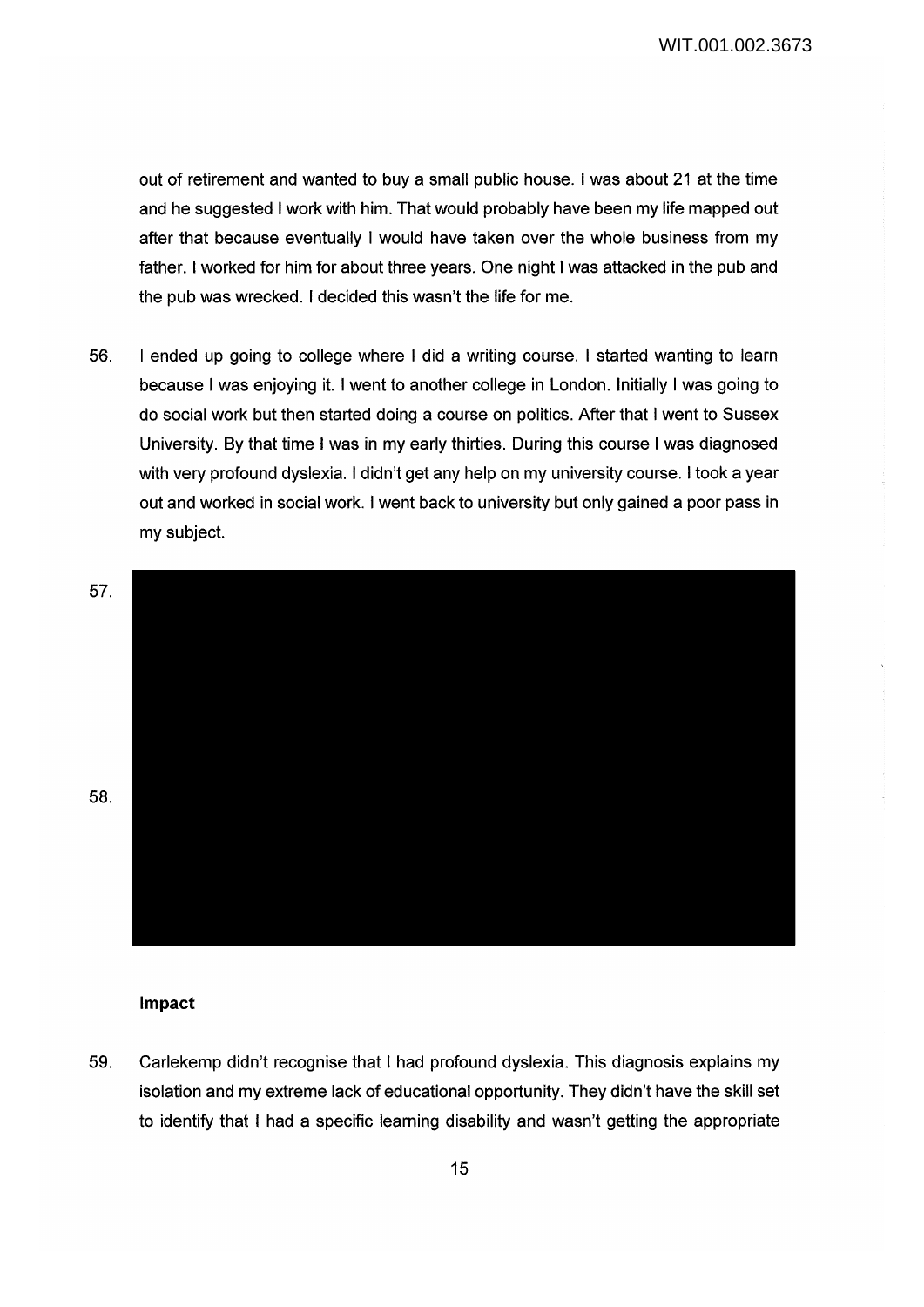out of retirement and wanted to buy a small public house. I was about 21 at the time and he suggested I work with him. That would probably have been my life mapped out after that because eventually I would have taken over the whole business from my father. I worked for him for about three years. One night I was attacked in the pub and the pub was wrecked. I decided this wasn't the life for me.

56. I ended up going to college where I did a writing course. I started wanting to learn because I was enjoying it. I went to another college in London. Initially I was going to do social work but then started doing a course on politics. After that I went to Sussex University. By that time I was in my early thirties. During this course I was diagnosed with very profound dyslexia. I didn't get any help on my university course. I took a year out and worked in social work. I went back to university but only gained a poor pass in my subject.

57.

58.

**Impact**

59. Carlekemp didn't recognise that I had profound dyslexia. This diagnosis explains my isolation and my extreme lack of educational opportunity. They didn't have the skill set to identify that I had a specific learning disability and wasn't getting the appropriate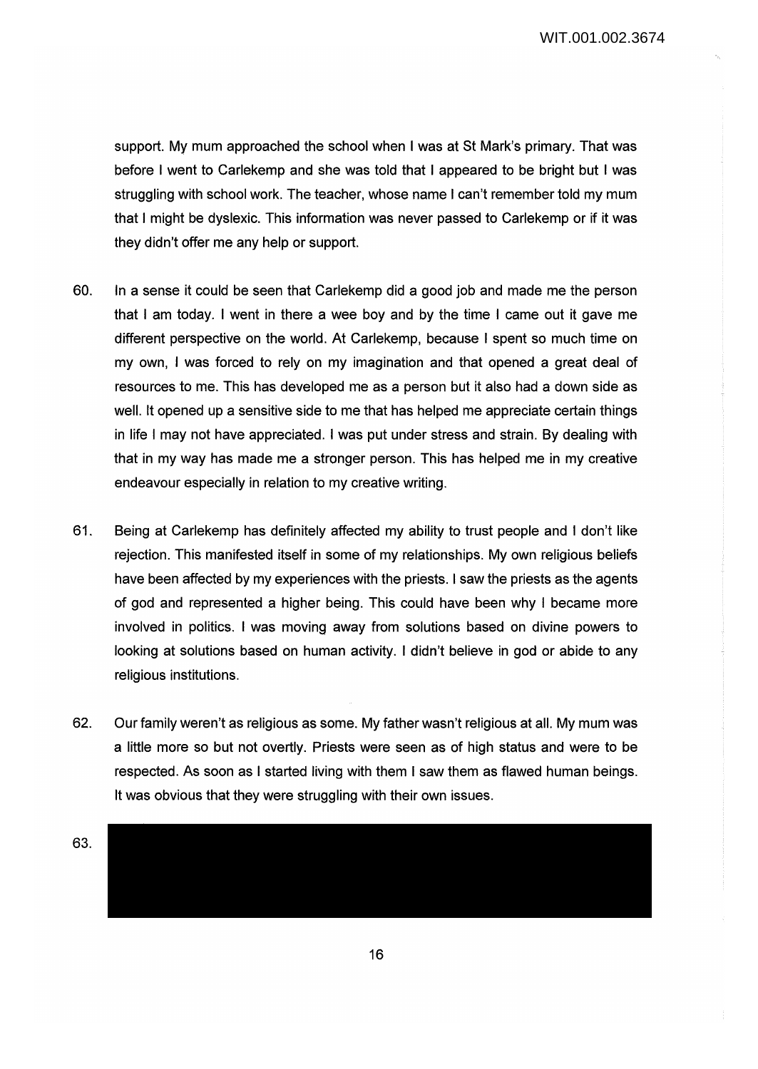support. My mum approached the school when I was at St Mark's primary. That was before I went to Carlekemp and she was told that I appeared to be bright but I was struggling with school work. The teacher, whose name I can't remember told my mum that I might be dyslexic. This information was never passed to Carlekemp or if it was they didn't offer me any help or support.

60. In a sense it could be seen that Carlekemp did a good job and made me the person that I am today. I went in there a wee boy and by the time I came out it gave me different perspective on the world. At Carlekemp, because I spent so much time on my own, I was forced to rely on my imagination and that opened a great deal of resources to me. This has developed me as a person but it also had a down side as well. It opened up a sensitive side to me that has helped me appreciate certain things in life I may not have appreciated. I was put under stress and strain. By dealing with that in my way has made me a stronger person. This has helped me in my creative endeavour especially in relation to my creative writing.

61. Being at Carlekemp has definitely affected my ability to trust people and I don't like rejection. This manifested itself in some of my relationships. My own religious beliefs have been affected by my experiences with the priests. I saw the priests as the agents of god and represented a higher being. This could have been why I became more involved in politics. I was moving away from solutions based on divine powers to looking at solutions based on human activity. I didn't believe in god or abide to any religious institutions.

62. Our family weren't as religious as some. My father wasn't religious at all. My mum was a little more so but not overtly. Priests were seen as of high status and were to be respected. As soon as I started living with them I saw them as flawed human beings. It was obvious that they were struggling with their own issues.

63.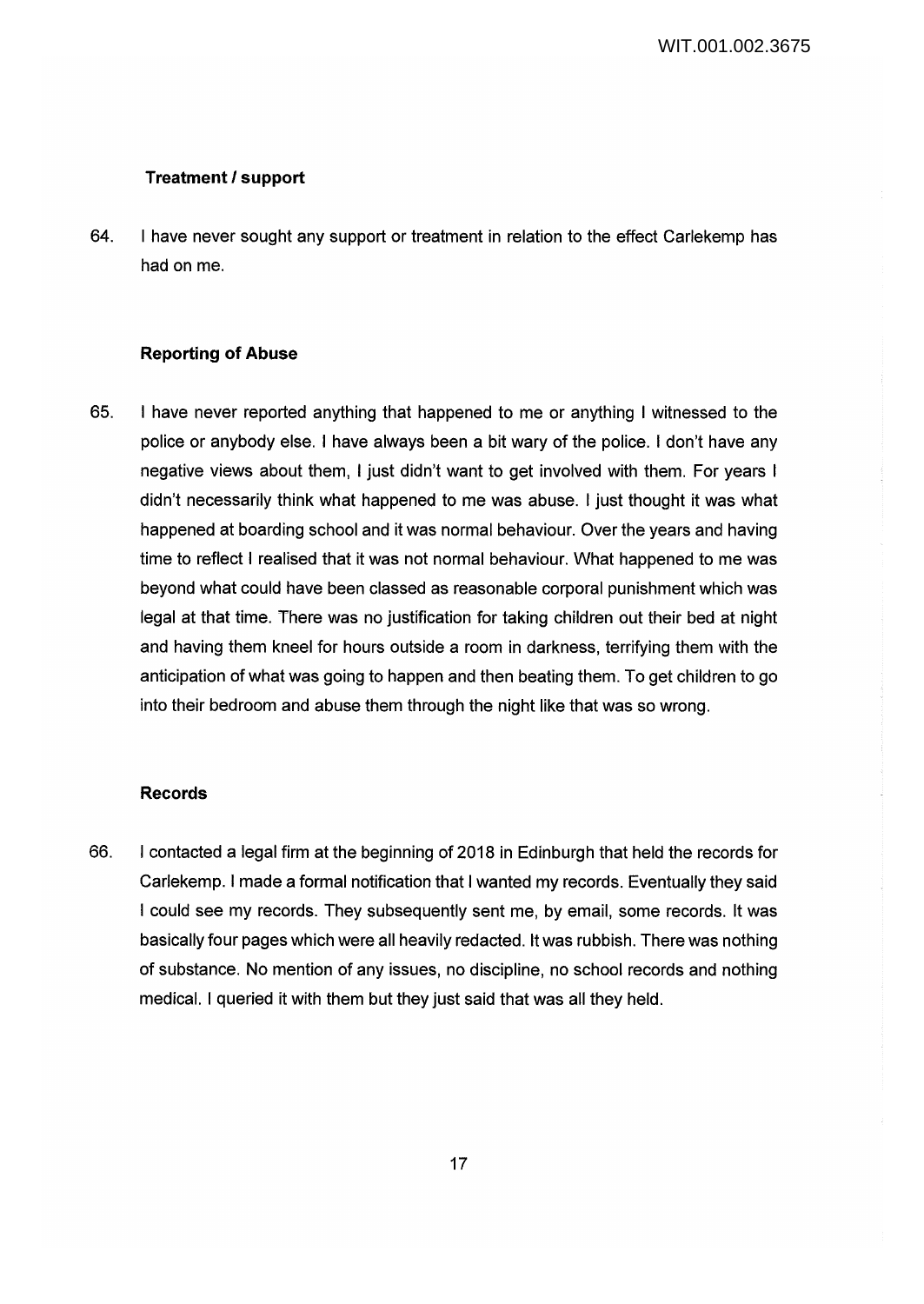**Treatment / support**

64. I have never sought any support or treatment in relation to the effect Carlekemp has had on me.

**Reporting of Abuse**

65. I have never reported anything that happened to me or anything I witnessed to the police or anybody else. I have always been a bit wary of the police. I don't have any negative views about them, I just didn't want to get involved with them. For years I didn't necessarily think what happened to me was abuse. I just thought it was what happened at boarding school and it was normal behaviour. Over the years and having time to reflect I realised that it was not normal behaviour. What happened to me was beyond what could have been classed as reasonable corporal punishment which was legal at that time. There was no justification for taking children out their bed at night and having them kneel for hours outside a room in darkness, terrifying them with the anticipation of what was going to happen and then beating them. To get children to go into their bedroom and abuse them through the night like that was so wrong.

**Records**

66. I contacted a legal firm at the beginning of 2018 in Edinburgh that held the records for Carlekemp. I made a formal notification that I wanted my records. Eventually they said I could see my records. They subsequently sent me, by email, some records. It was basically four pages which were all heavily redacted. It was rubbish. There was nothing of substance. No mention of any issues, no discipline, no school records and nothing medical. I queried it with them but they just said that was all they held.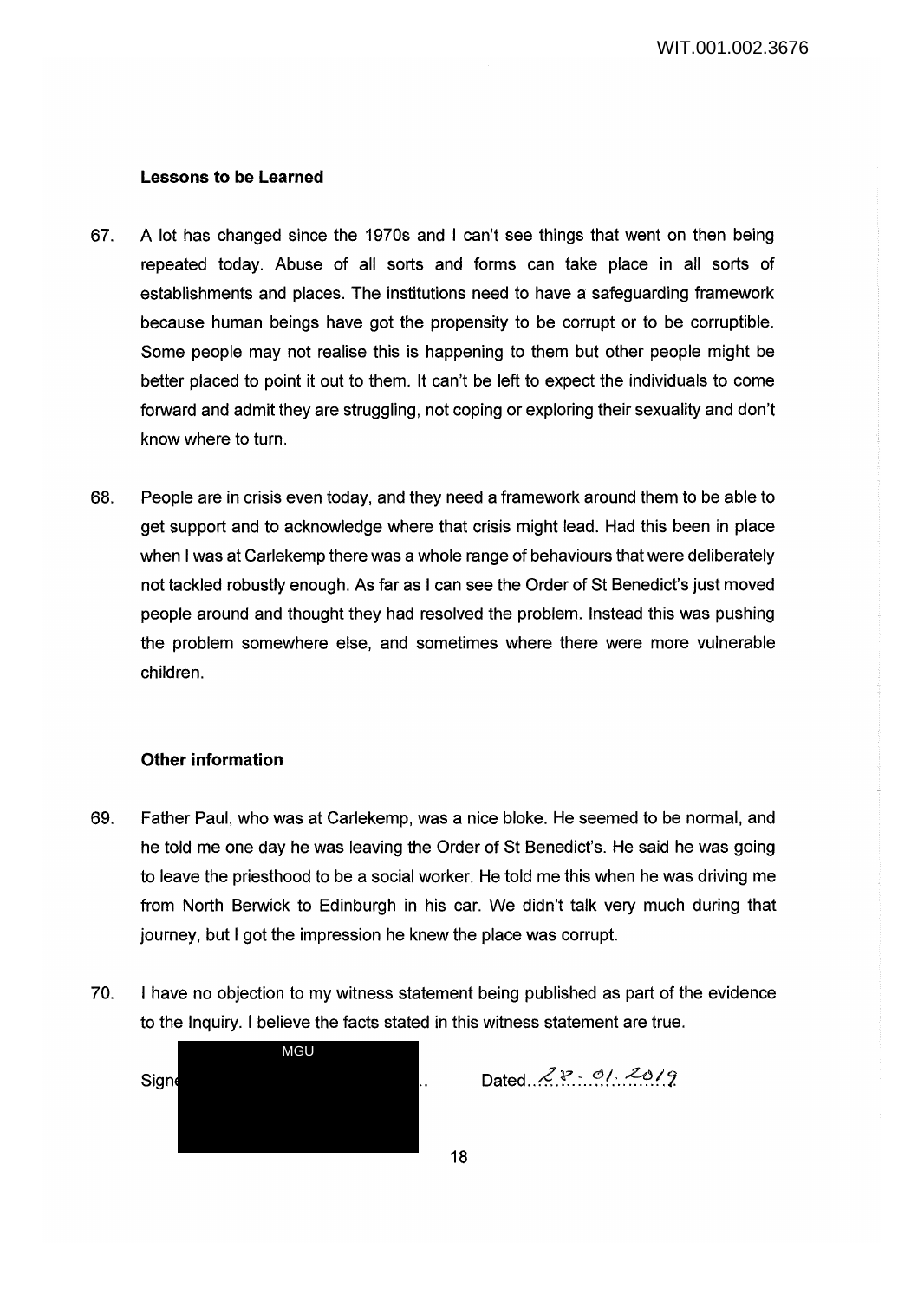### Lessons to be Learned

67. A lot has changed since the 1970s and I can't see things that went on then being repeated today. Abuse of all sorts and forms can take place in all sorts of establishments and places. The institutions need to have a safeguarding framework because human beings have got the propensity to be corrupt or to be corruptible. Some people may not realise this is happening to them but other people might be better placed to point it out to them. It can't be left to expect the individuals to come forward and admit they are struggling, not coping or exploring their sexuality and don't know where to turn.

68. People are in crisis even today, and they need a framework around them to be able to get support and to acknowledge where that crisis might lead. Had this been in place when I was at Carlekemp there was a whole range of behaviours that were deliberately not tackled robustly enough. As far as I can see the Order of St Benedict's just moved people around and thought they had resolved the problem. Instead this was pushing the problem somewhere else, and sometimes where there were more vulnerable children.

### Other information

69. Father Paul, who was at Carlekemp, was a nice bloke. He seemed to be normal, and he told me one day he was leaving the Order of St Benedict's. He said he was going to leave the priesthood to be a social worker. He told me this when he was driving me from North Berwick to Edinburgh in his car. We didn't talk very much during that journey, but I got the impression he knew the place was corrupt.

70. I have no objection to my witness statement being published as part of the evidence to the Inquiry. I believe the facts stated in this witness statement are true.

Signed [MGU] ..

Dated 28.01.2019